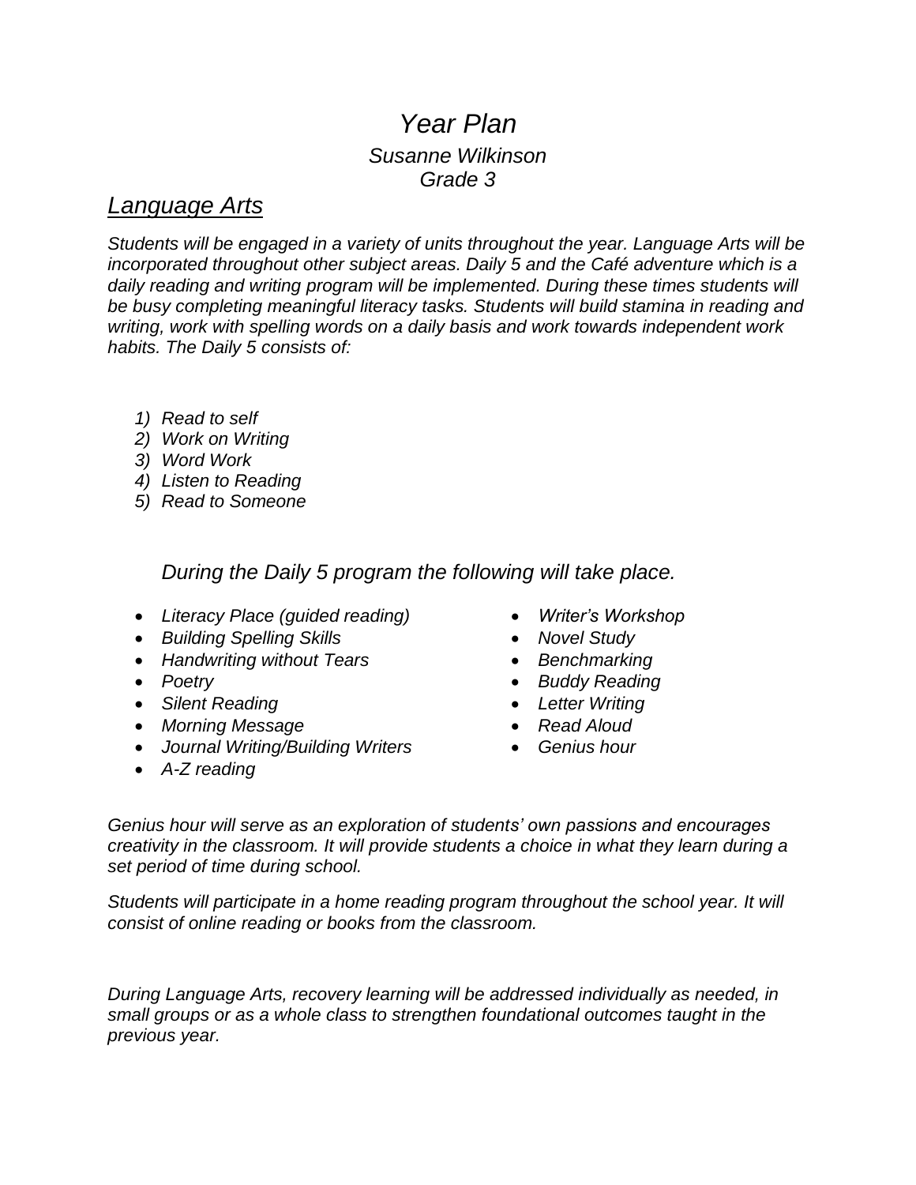# *Year Plan*

### *Susanne Wilkinson*
### *Grade 3*

## *Language Arts*

*Students will be engaged in a variety of units throughout the year. Language Arts will be incorporated throughout other subject areas. Daily 5 and the Café adventure which is a daily reading and writing program will be implemented. During these times students will be busy completing meaningful literacy tasks. Students will build stamina in reading and writing, work with spelling words on a daily basis and work towards independent work habits. The Daily 5 consists of:*

1) *Read to self*
2) *Work on Writing*
3) *Word Work*
4) *Listen to Reading*
5) *Read to Someone*

*During the Daily 5 program the following will take place.*

- *Literacy Place (guided reading)*
- *Building Spelling Skills*
- *Handwriting without Tears*
- *Poetry*
- *Silent Reading*
- *Morning Message*
- *Journal Writing/Building Writers*
- *A-Z reading*
- *Writer's Workshop*
- *Novel Study*
- *Benchmarking*
- *Buddy Reading*
- *Letter Writing*
- *Read Aloud*
- *Genius hour*

*Genius hour will serve as an exploration of students' own passions and encourages creativity in the classroom. It will provide students a choice in what they learn during a set period of time during school.*

*Students will participate in a home reading program throughout the school year. It will consist of online reading or books from the classroom.*

*During Language Arts, recovery learning will be addressed individually as needed, in small groups or as a whole class to strengthen foundational outcomes taught in the previous year.*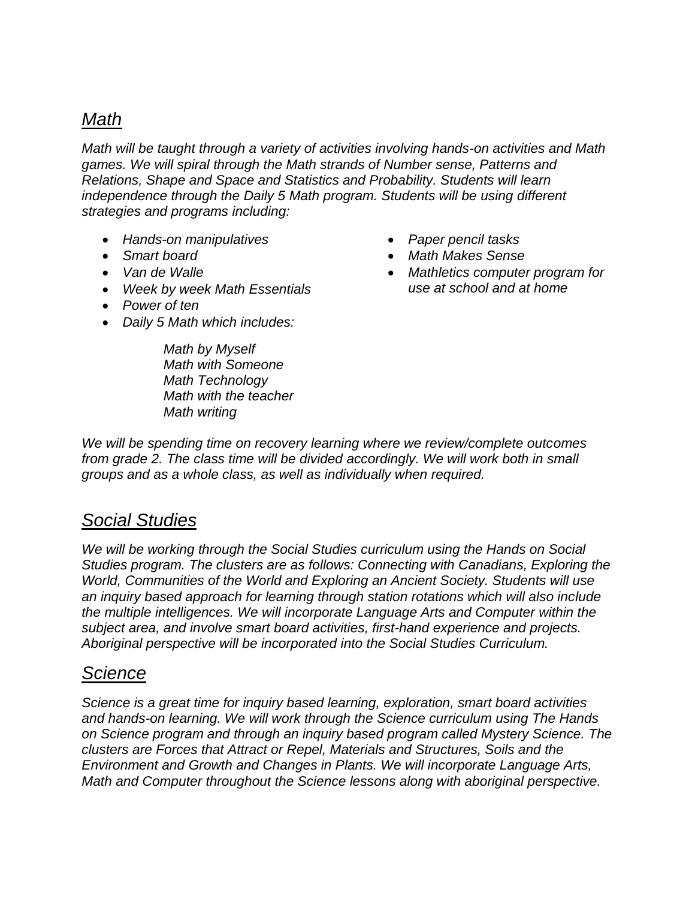## *Math*

*Math will be taught through a variety of activities involving hands-on activities and Math games. We will spiral through the Math strands of Number sense, Patterns and Relations, Shape and Space and Statistics and Probability. Students will learn independence through the Daily 5 Math program. Students will be using different strategies and programs including:*

- *Hands-on manipulatives*
- *Smart board*
- *Van de Walle*
- *Week by week Math Essentials*
- *Power of ten*
- *Daily 5 Math which includes:*

  *Math by Myself*
  *Math with Someone*
  *Math Technology*
  *Math with the teacher*
  *Math writing*

- *Paper pencil tasks*
- *Math Makes Sense*
- *Mathletics computer program for use at school and at home*

*We will be spending time on recovery learning where we review/complete outcomes from grade 2. The class time will be divided accordingly. We will work both in small groups and as a whole class, as well as individually when required.*

## *Social Studies*

*We will be working through the Social Studies curriculum using the Hands on Social Studies program. The clusters are as follows: Connecting with Canadians, Exploring the World, Communities of the World and Exploring an Ancient Society. Students will use an inquiry based approach for learning through station rotations which will also include the multiple intelligences. We will incorporate Language Arts and Computer within the subject area, and involve smart board activities, first-hand experience and projects. Aboriginal perspective will be incorporated into the Social Studies Curriculum.*

## *Science*

*Science is a great time for inquiry based learning, exploration, smart board activities and hands-on learning. We will work through the Science curriculum using The Hands on Science program and through an inquiry based program called Mystery Science. The clusters are Forces that Attract or Repel, Materials and Structures, Soils and the Environment and Growth and Changes in Plants. We will incorporate Language Arts, Math and Computer throughout the Science lessons along with aboriginal perspective.*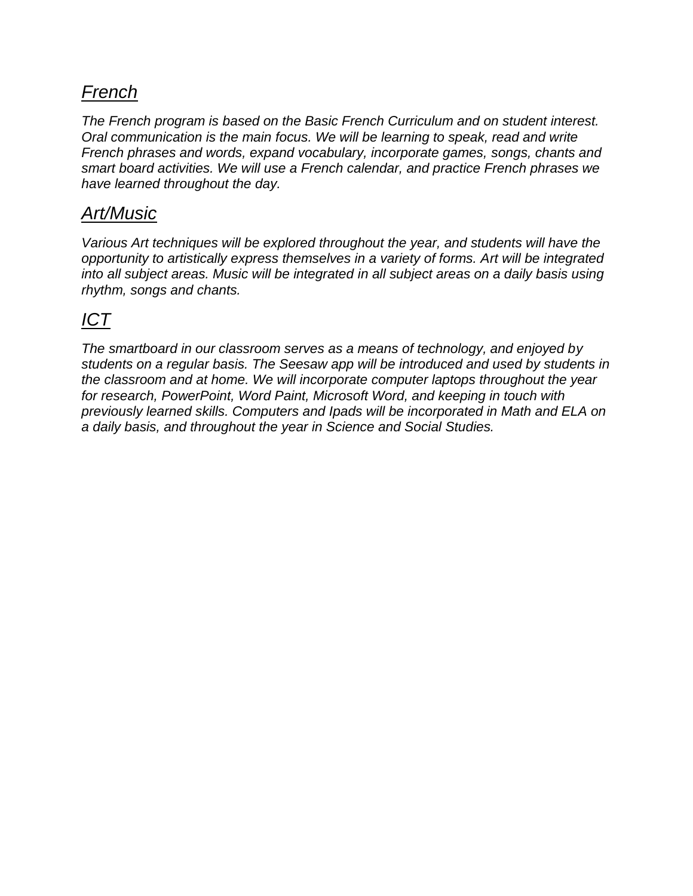## *French*

*The French program is based on the Basic French Curriculum and on student interest. Oral communication is the main focus. We will be learning to speak, read and write French phrases and words, expand vocabulary, incorporate games, songs, chants and smart board activities. We will use a French calendar, and practice French phrases we have learned throughout the day.*

## *Art/Music*

*Various Art techniques will be explored throughout the year, and students will have the opportunity to artistically express themselves in a variety of forms. Art will be integrated into all subject areas. Music will be integrated in all subject areas on a daily basis using rhythm, songs and chants.*

## *ICT*

*The smartboard in our classroom serves as a means of technology, and enjoyed by students on a regular basis. The Seesaw app will be introduced and used by students in the classroom and at home. We will incorporate computer laptops throughout the year for research, PowerPoint, Word Paint, Microsoft Word, and keeping in touch with previously learned skills. Computers and Ipads will be incorporated in Math and ELA on a daily basis, and throughout the year in Science and Social Studies.*